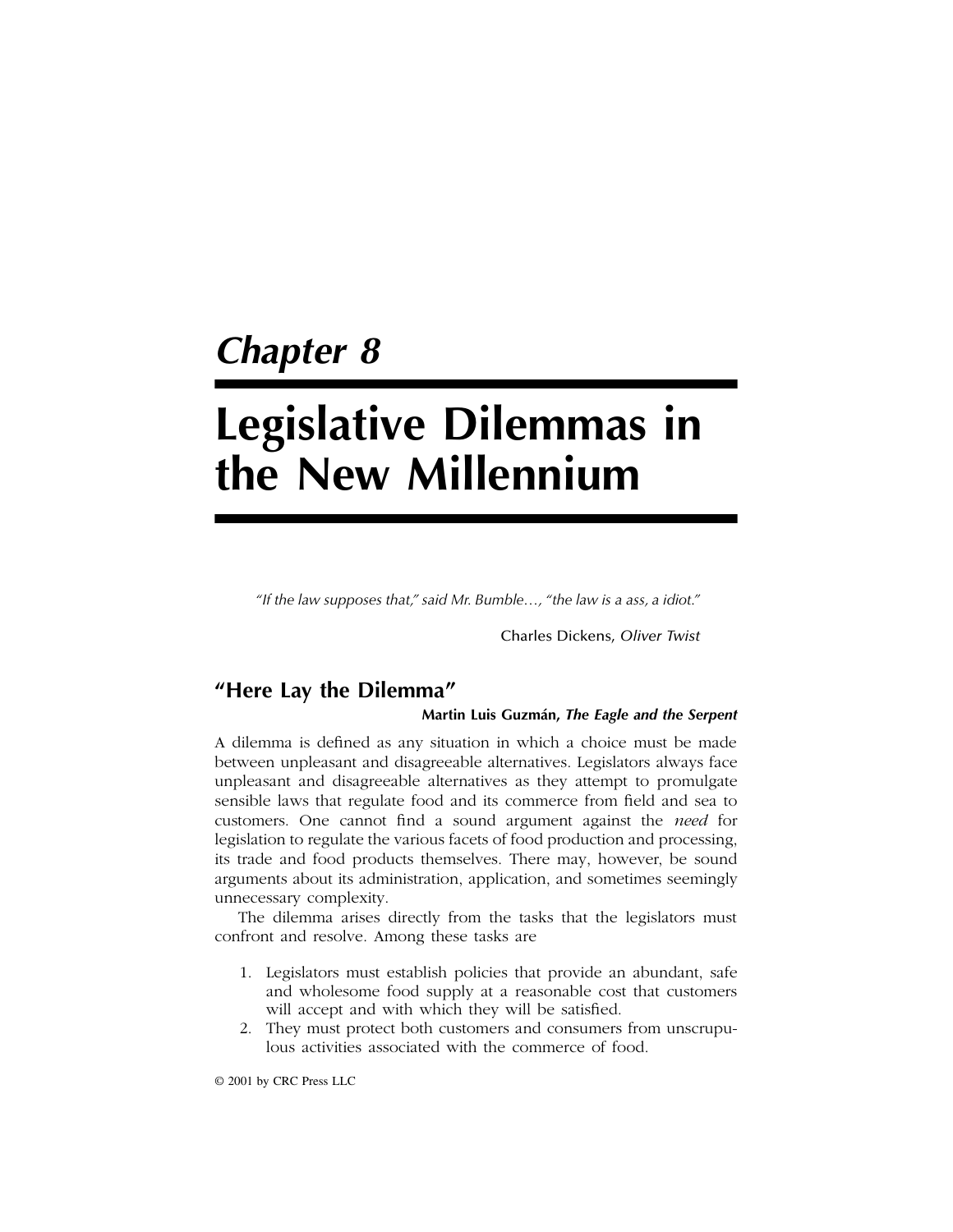# *Chapter 8*

# Legislative Dilemmas in the New Millennium

*"If the law supposes that," said Mr. Bumble…, "the law is a ass, a idiot."*

Charles Dickens, *Oliver Twist*

## "Here Lay the Dilemma"

**Martin Luis Guzmán, *The Eagle and the Serpent***

A dilemma is defined as any situation in which a choice must be made between unpleasant and disagreeable alternatives. Legislators always face unpleasant and disagreeable alternatives as they attempt to promulgate sensible laws that regulate food and its commerce from field and sea to customers. One cannot find a sound argument against the *need* for legislation to regulate the various facets of food production and processing, its trade and food products themselves. There may, however, be sound arguments about its administration, application, and sometimes seemingly unnecessary complexity.

The dilemma arises directly from the tasks that the legislators must confront and resolve. Among these tasks are

1. Legislators must establish policies that provide an abundant, safe and wholesome food supply at a reasonable cost that customers will accept and with which they will be satisfied.
2. They must protect both customers and consumers from unscrupulous activities associated with the commerce of food.

© 2001 by CRC Press LLC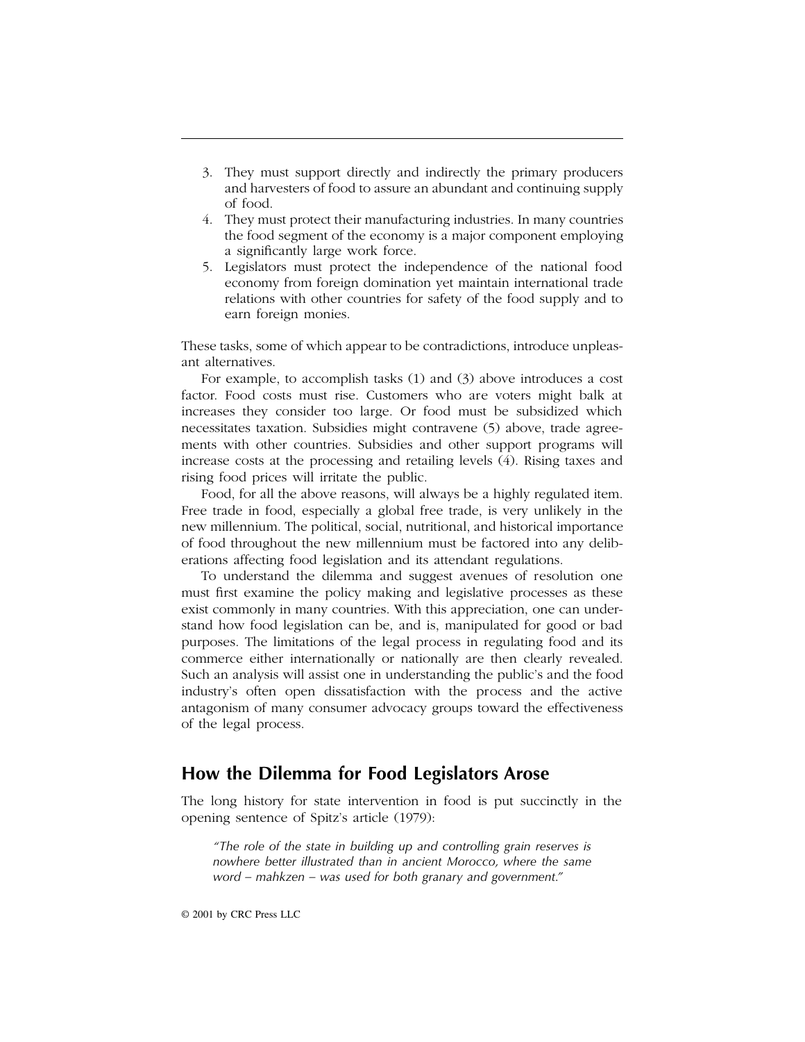3. They must support directly and indirectly the primary producers and harvesters of food to assure an abundant and continuing supply of food.
4. They must protect their manufacturing industries. In many countries the food segment of the economy is a major component employing a significantly large work force.
5. Legislators must protect the independence of the national food economy from foreign domination yet maintain international trade relations with other countries for safety of the food supply and to earn foreign monies.

These tasks, some of which appear to be contradictions, introduce unpleasant alternatives.

For example, to accomplish tasks (1) and (3) above introduces a cost factor. Food costs must rise. Customers who are voters might balk at increases they consider too large. Or food must be subsidized which necessitates taxation. Subsidies might contravene (5) above, trade agreements with other countries. Subsidies and other support programs will increase costs at the processing and retailing levels (4). Rising taxes and rising food prices will irritate the public.

Food, for all the above reasons, will always be a highly regulated item. Free trade in food, especially a global free trade, is very unlikely in the new millennium. The political, social, nutritional, and historical importance of food throughout the new millennium must be factored into any deliberations affecting food legislation and its attendant regulations.

To understand the dilemma and suggest avenues of resolution one must first examine the policy making and legislative processes as these exist commonly in many countries. With this appreciation, one can understand how food legislation can be, and is, manipulated for good or bad purposes. The limitations of the legal process in regulating food and its commerce either internationally or nationally are then clearly revealed. Such an analysis will assist one in understanding the public's and the food industry's often open dissatisfaction with the process and the active antagonism of many consumer advocacy groups toward the effectiveness of the legal process.

## How the Dilemma for Food Legislators Arose

The long history for state intervention in food is put succinctly in the opening sentence of Spitz's article (1979):

> *"The role of the state in building up and controlling grain reserves is nowhere better illustrated than in ancient Morocco, where the same word – mahkzen – was used for both granary and government."*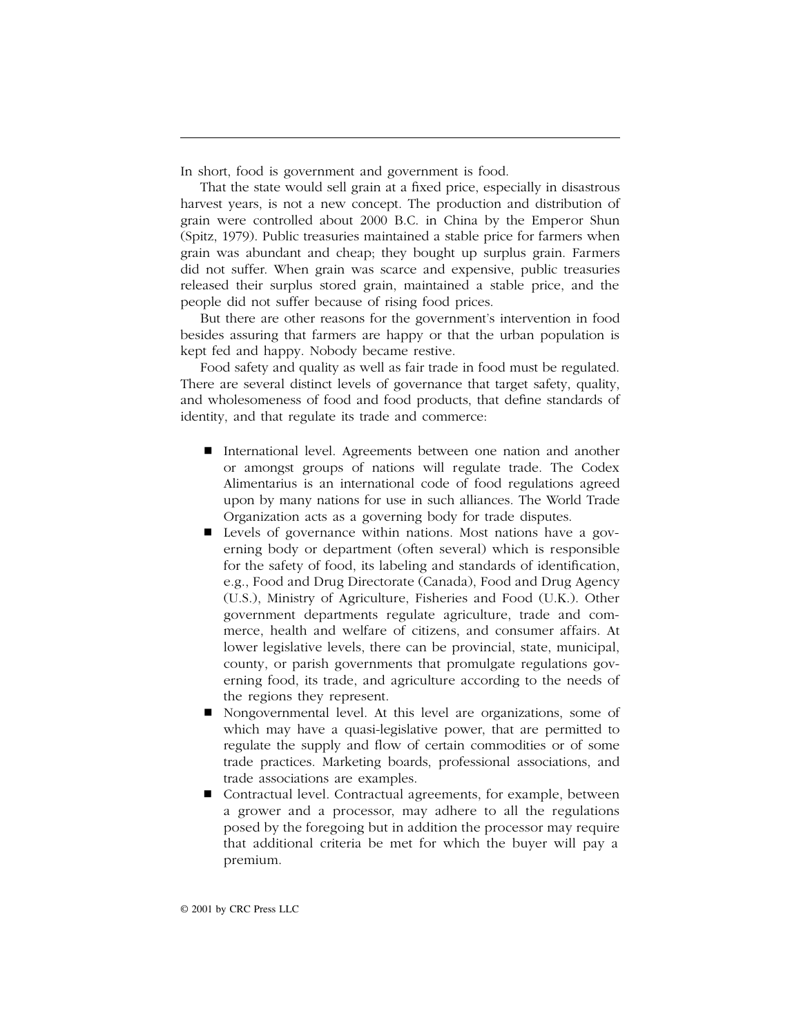In short, food is government and government is food.

That the state would sell grain at a fixed price, especially in disastrous harvest years, is not a new concept. The production and distribution of grain were controlled about 2000 B.C. in China by the Emperor Shun (Spitz, 1979). Public treasuries maintained a stable price for farmers when grain was abundant and cheap; they bought up surplus grain. Farmers did not suffer. When grain was scarce and expensive, public treasuries released their surplus stored grain, maintained a stable price, and the people did not suffer because of rising food prices.

But there are other reasons for the government's intervention in food besides assuring that farmers are happy or that the urban population is kept fed and happy. Nobody became restive.

Food safety and quality as well as fair trade in food must be regulated. There are several distinct levels of governance that target safety, quality, and wholesomeness of food and food products, that define standards of identity, and that regulate its trade and commerce:

- International level. Agreements between one nation and another or amongst groups of nations will regulate trade. The Codex Alimentarius is an international code of food regulations agreed upon by many nations for use in such alliances. The World Trade Organization acts as a governing body for trade disputes.
- Levels of governance within nations. Most nations have a governing body or department (often several) which is responsible for the safety of food, its labeling and standards of identification, e.g., Food and Drug Directorate (Canada), Food and Drug Agency (U.S.), Ministry of Agriculture, Fisheries and Food (U.K.). Other government departments regulate agriculture, trade and commerce, health and welfare of citizens, and consumer affairs. At lower legislative levels, there can be provincial, state, municipal, county, or parish governments that promulgate regulations governing food, its trade, and agriculture according to the needs of the regions they represent.
- Nongovernmental level. At this level are organizations, some of which may have a quasi-legislative power, that are permitted to regulate the supply and flow of certain commodities or of some trade practices. Marketing boards, professional associations, and trade associations are examples.
- Contractual level. Contractual agreements, for example, between a grower and a processor, may adhere to all the regulations posed by the foregoing but in addition the processor may require that additional criteria be met for which the buyer will pay a premium.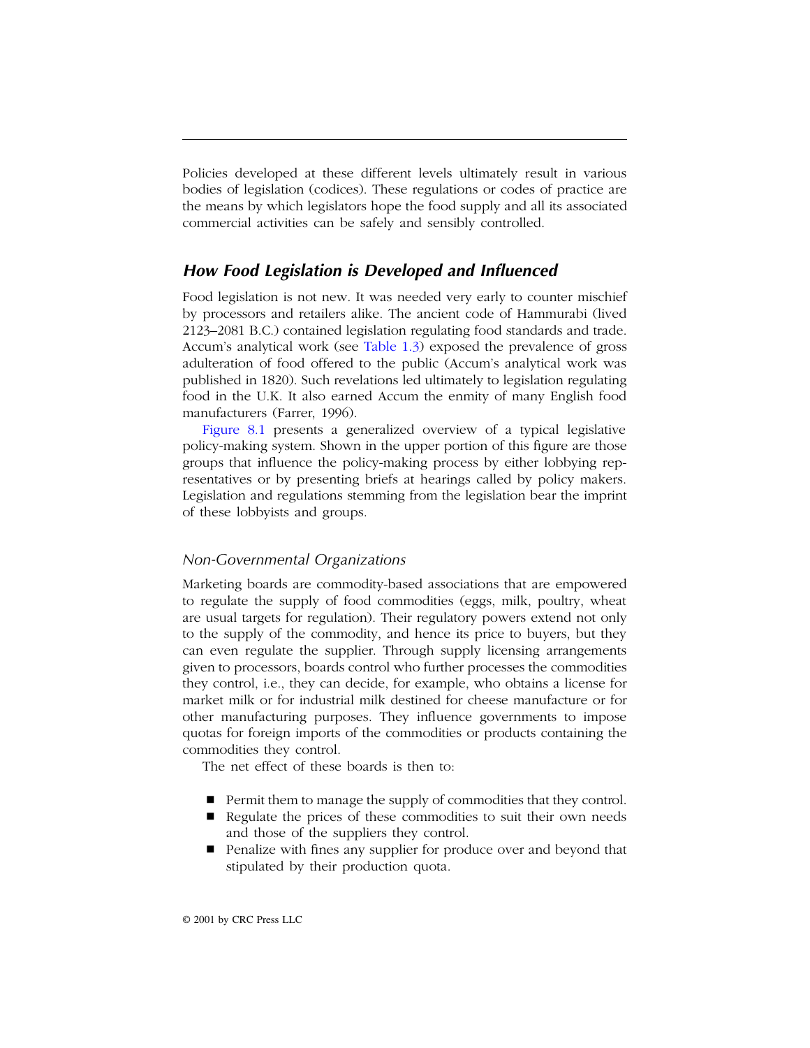Policies developed at these different levels ultimately result in various bodies of legislation (codices). These regulations or codes of practice are the means by which legislators hope the food supply and all its associated commercial activities can be safely and sensibly controlled.

## *How Food Legislation is Developed and Influenced*

Food legislation is not new. It was needed very early to counter mischief by processors and retailers alike. The ancient code of Hammurabi (lived 2123–2081 B.C.) contained legislation regulating food standards and trade. Accum's analytical work (see Table 1.3) exposed the prevalence of gross adulteration of food offered to the public (Accum's analytical work was published in 1820). Such revelations led ultimately to legislation regulating food in the U.K. It also earned Accum the enmity of many English food manufacturers (Farrer, 1996).

Figure 8.1 presents a generalized overview of a typical legislative policy-making system. Shown in the upper portion of this figure are those groups that influence the policy-making process by either lobbying representatives or by presenting briefs at hearings called by policy makers. Legislation and regulations stemming from the legislation bear the imprint of these lobbyists and groups.

### *Non-Governmental Organizations*

Marketing boards are commodity-based associations that are empowered to regulate the supply of food commodities (eggs, milk, poultry, wheat are usual targets for regulation). Their regulatory powers extend not only to the supply of the commodity, and hence its price to buyers, but they can even regulate the supplier. Through supply licensing arrangements given to processors, boards control who further processes the commodities they control, i.e., they can decide, for example, who obtains a license for market milk or for industrial milk destined for cheese manufacture or for other manufacturing purposes. They influence governments to impose quotas for foreign imports of the commodities or products containing the commodities they control.

The net effect of these boards is then to:

- Permit them to manage the supply of commodities that they control.
- Regulate the prices of these commodities to suit their own needs and those of the suppliers they control.
- Penalize with fines any supplier for produce over and beyond that stipulated by their production quota.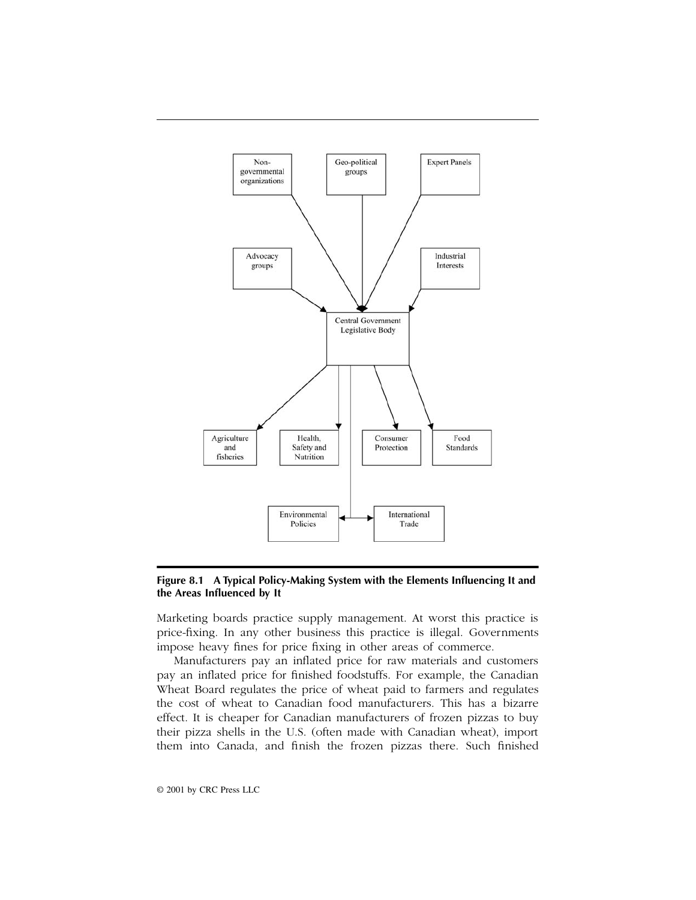Non-governmental organizations

Geo-political groups

Expert Panels

Advocacy groups

Industrial Interests

Central Government Legislative Body

Agriculture and fisheries

Health, Safety and Nutrition

Consumer Protection

Food Standards

Environmental Policies

International Trade

**Figure 8.1 A Typical Policy-Making System with the Elements Influencing It and the Areas Influenced by It**

Marketing boards practice supply management. At worst this practice is price-fixing. In any other business this practice is illegal. Governments impose heavy fines for price fixing in other areas of commerce.

Manufacturers pay an inflated price for raw materials and customers pay an inflated price for finished foodstuffs. For example, the Canadian Wheat Board regulates the price of wheat paid to farmers and regulates the cost of wheat to Canadian food manufacturers. This has a bizarre effect. It is cheaper for Canadian manufacturers of frozen pizzas to buy their pizza shells in the U.S. (often made with Canadian wheat), import them into Canada, and finish the frozen pizzas there. Such finished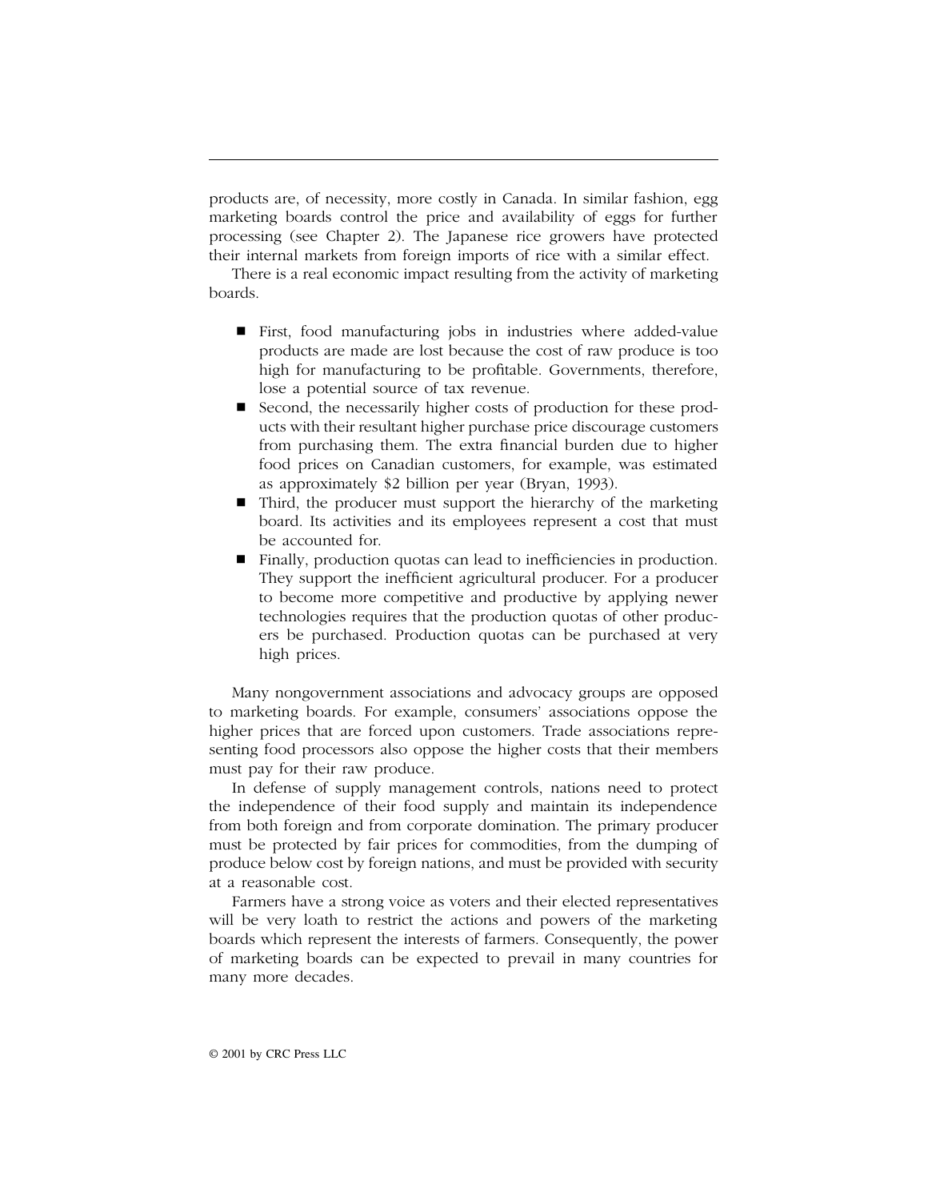products are, of necessity, more costly in Canada. In similar fashion, egg marketing boards control the price and availability of eggs for further processing (see Chapter 2). The Japanese rice growers have protected their internal markets from foreign imports of rice with a similar effect.

There is a real economic impact resulting from the activity of marketing boards.

- First, food manufacturing jobs in industries where added-value products are made are lost because the cost of raw produce is too high for manufacturing to be profitable. Governments, therefore, lose a potential source of tax revenue.
- Second, the necessarily higher costs of production for these products with their resultant higher purchase price discourage customers from purchasing them. The extra financial burden due to higher food prices on Canadian customers, for example, was estimated as approximately $2 billion per year (Bryan, 1993).
- Third, the producer must support the hierarchy of the marketing board. Its activities and its employees represent a cost that must be accounted for.
- Finally, production quotas can lead to inefficiencies in production. They support the inefficient agricultural producer. For a producer to become more competitive and productive by applying newer technologies requires that the production quotas of other producers be purchased. Production quotas can be purchased at very high prices.

Many nongovernment associations and advocacy groups are opposed to marketing boards. For example, consumers' associations oppose the higher prices that are forced upon customers. Trade associations representing food processors also oppose the higher costs that their members must pay for their raw produce.

In defense of supply management controls, nations need to protect the independence of their food supply and maintain its independence from both foreign and from corporate domination. The primary producer must be protected by fair prices for commodities, from the dumping of produce below cost by foreign nations, and must be provided with security at a reasonable cost.

Farmers have a strong voice as voters and their elected representatives will be very loath to restrict the actions and powers of the marketing boards which represent the interests of farmers. Consequently, the power of marketing boards can be expected to prevail in many countries for many more decades.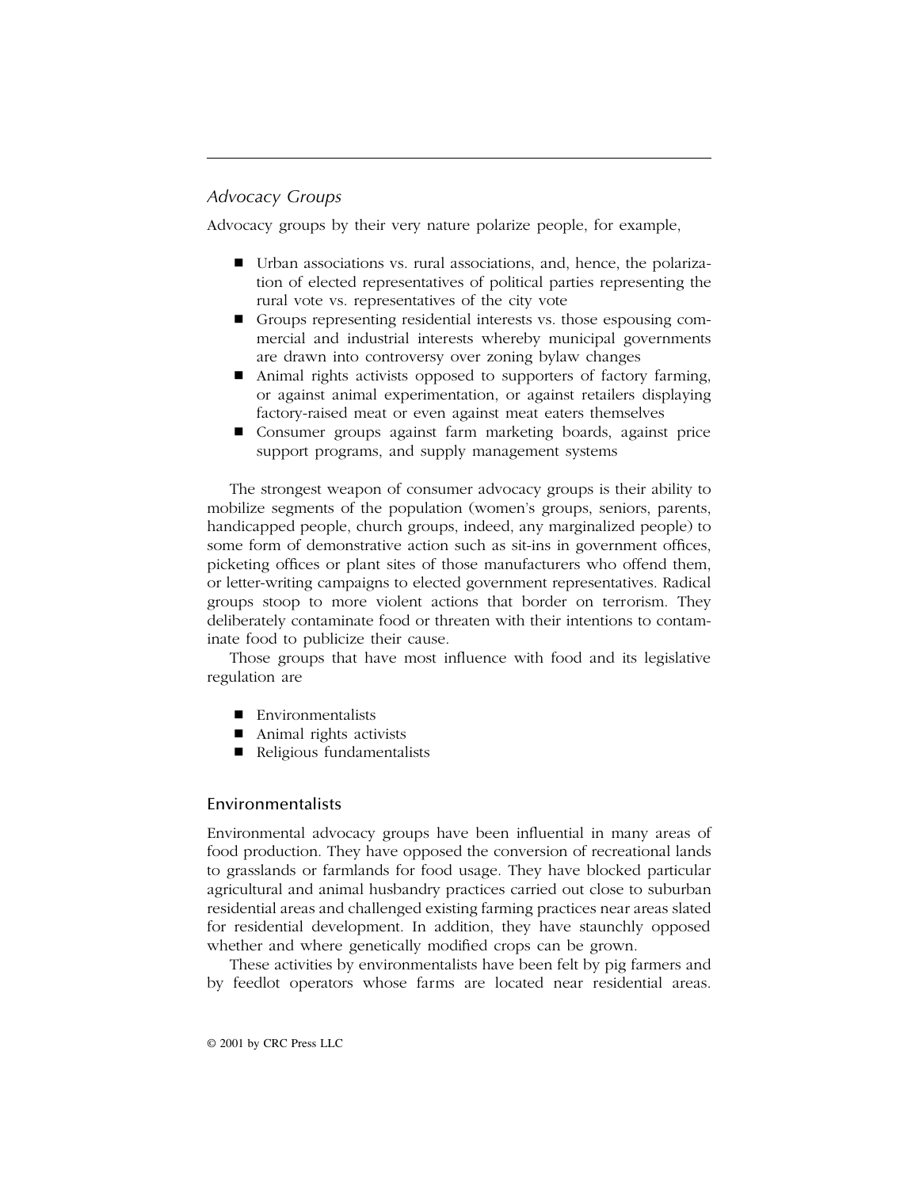## *Advocacy Groups*

Advocacy groups by their very nature polarize people, for example,

- Urban associations vs. rural associations, and, hence, the polarization of elected representatives of political parties representing the rural vote vs. representatives of the city vote
- Groups representing residential interests vs. those espousing commercial and industrial interests whereby municipal governments are drawn into controversy over zoning bylaw changes
- Animal rights activists opposed to supporters of factory farming, or against animal experimentation, or against retailers displaying factory-raised meat or even against meat eaters themselves
- Consumer groups against farm marketing boards, against price support programs, and supply management systems

The strongest weapon of consumer advocacy groups is their ability to mobilize segments of the population (women's groups, seniors, parents, handicapped people, church groups, indeed, any marginalized people) to some form of demonstrative action such as sit-ins in government offices, picketing offices or plant sites of those manufacturers who offend them, or letter-writing campaigns to elected government representatives. Radical groups stoop to more violent actions that border on terrorism. They deliberately contaminate food or threaten with their intentions to contaminate food to publicize their cause.

Those groups that have most influence with food and its legislative regulation are

- Environmentalists
- Animal rights activists
- Religious fundamentalists

### Environmentalists

Environmental advocacy groups have been influential in many areas of food production. They have opposed the conversion of recreational lands to grasslands or farmlands for food usage. They have blocked particular agricultural and animal husbandry practices carried out close to suburban residential areas and challenged existing farming practices near areas slated for residential development. In addition, they have staunchly opposed whether and where genetically modified crops can be grown.

These activities by environmentalists have been felt by pig farmers and by feedlot operators whose farms are located near residential areas.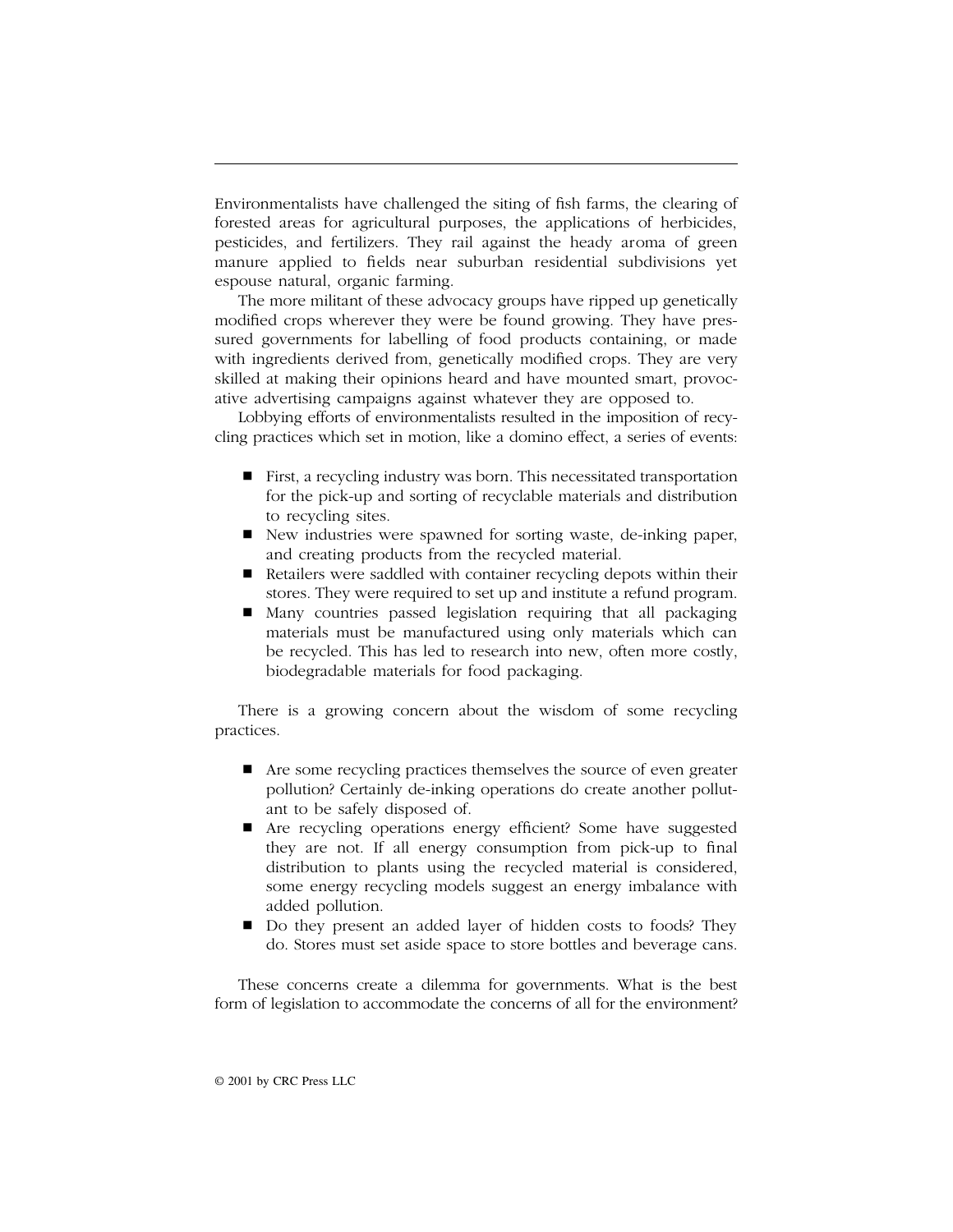Environmentalists have challenged the siting of fish farms, the clearing of forested areas for agricultural purposes, the applications of herbicides, pesticides, and fertilizers. They rail against the heady aroma of green manure applied to fields near suburban residential subdivisions yet espouse natural, organic farming.

The more militant of these advocacy groups have ripped up genetically modified crops wherever they were be found growing. They have pressured governments for labelling of food products containing, or made with ingredients derived from, genetically modified crops. They are very skilled at making their opinions heard and have mounted smart, provocative advertising campaigns against whatever they are opposed to.

Lobbying efforts of environmentalists resulted in the imposition of recycling practices which set in motion, like a domino effect, a series of events:

- First, a recycling industry was born. This necessitated transportation for the pick-up and sorting of recyclable materials and distribution to recycling sites.
- New industries were spawned for sorting waste, de-inking paper, and creating products from the recycled material.
- Retailers were saddled with container recycling depots within their stores. They were required to set up and institute a refund program.
- Many countries passed legislation requiring that all packaging materials must be manufactured using only materials which can be recycled. This has led to research into new, often more costly, biodegradable materials for food packaging.

There is a growing concern about the wisdom of some recycling practices.

- Are some recycling practices themselves the source of even greater pollution? Certainly de-inking operations do create another pollutant to be safely disposed of.
- Are recycling operations energy efficient? Some have suggested they are not. If all energy consumption from pick-up to final distribution to plants using the recycled material is considered, some energy recycling models suggest an energy imbalance with added pollution.
- Do they present an added layer of hidden costs to foods? They do. Stores must set aside space to store bottles and beverage cans.

These concerns create a dilemma for governments. What is the best form of legislation to accommodate the concerns of all for the environment?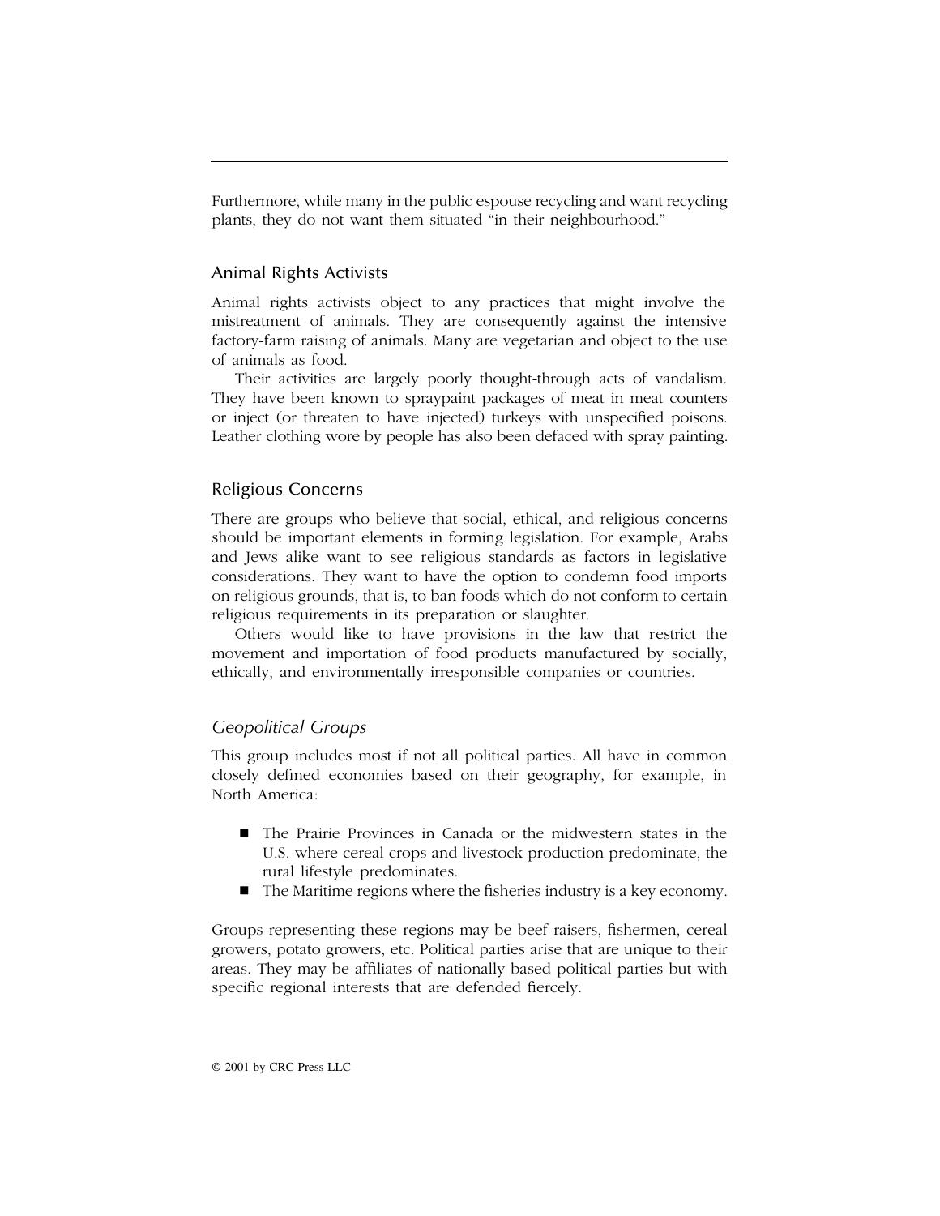Furthermore, while many in the public espouse recycling and want recycling plants, they do not want them situated "in their neighbourhood."

### Animal Rights Activists

Animal rights activists object to any practices that might involve the mistreatment of animals. They are consequently against the intensive factory-farm raising of animals. Many are vegetarian and object to the use of animals as food.

Their activities are largely poorly thought-through acts of vandalism. They have been known to spraypaint packages of meat in meat counters or inject (or threaten to have injected) turkeys with unspecified poisons. Leather clothing wore by people has also been defaced with spray painting.

### Religious Concerns

There are groups who believe that social, ethical, and religious concerns should be important elements in forming legislation. For example, Arabs and Jews alike want to see religious standards as factors in legislative considerations. They want to have the option to condemn food imports on religious grounds, that is, to ban foods which do not conform to certain religious requirements in its preparation or slaughter.

Others would like to have provisions in the law that restrict the movement and importation of food products manufactured by socially, ethically, and environmentally irresponsible companies or countries.

### *Geopolitical Groups*

This group includes most if not all political parties. All have in common closely defined economies based on their geography, for example, in North America:

- The Prairie Provinces in Canada or the midwestern states in the U.S. where cereal crops and livestock production predominate, the rural lifestyle predominates.
- The Maritime regions where the fisheries industry is a key economy.

Groups representing these regions may be beef raisers, fishermen, cereal growers, potato growers, etc. Political parties arise that are unique to their areas. They may be affiliates of nationally based political parties but with specific regional interests that are defended fiercely.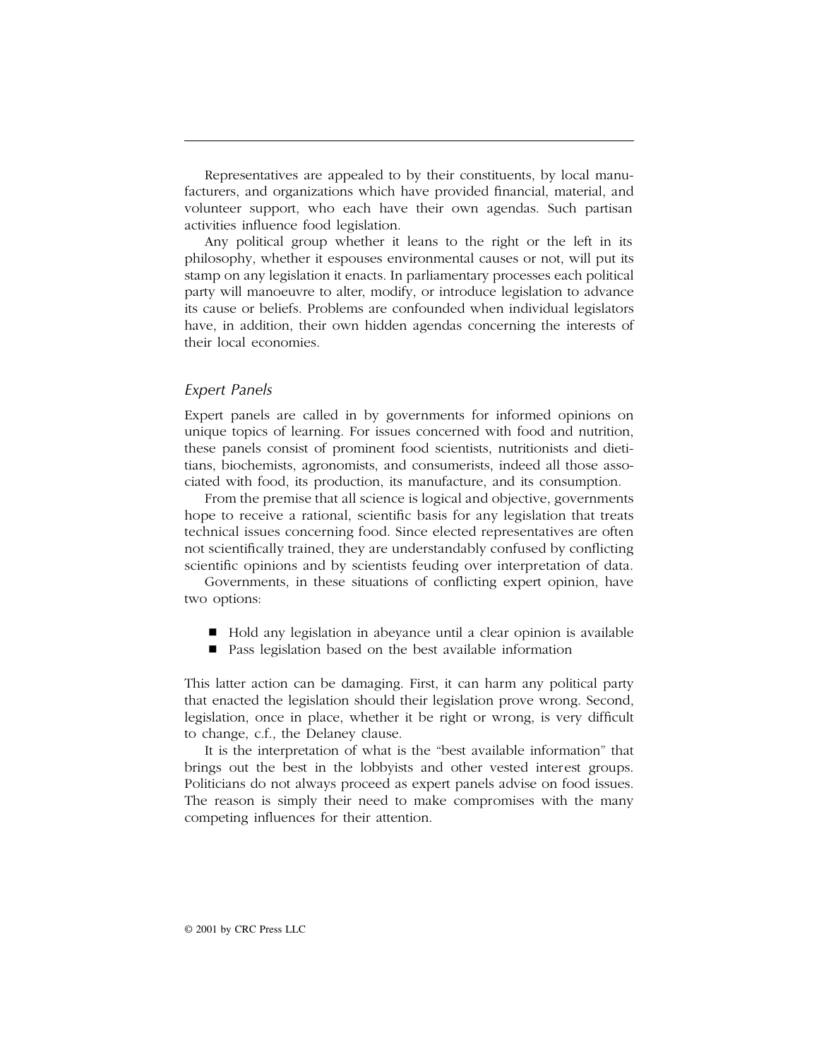Representatives are appealed to by their constituents, by local manufacturers, and organizations which have provided financial, material, and volunteer support, who each have their own agendas. Such partisan activities influence food legislation.

Any political group whether it leans to the right or the left in its philosophy, whether it espouses environmental causes or not, will put its stamp on any legislation it enacts. In parliamentary processes each political party will manoeuvre to alter, modify, or introduce legislation to advance its cause or beliefs. Problems are confounded when individual legislators have, in addition, their own hidden agendas concerning the interests of their local economies.

### *Expert Panels*

Expert panels are called in by governments for informed opinions on unique topics of learning. For issues concerned with food and nutrition, these panels consist of prominent food scientists, nutritionists and dietitians, biochemists, agronomists, and consumerists, indeed all those associated with food, its production, its manufacture, and its consumption.

From the premise that all science is logical and objective, governments hope to receive a rational, scientific basis for any legislation that treats technical issues concerning food. Since elected representatives are often not scientifically trained, they are understandably confused by conflicting scientific opinions and by scientists feuding over interpretation of data.

Governments, in these situations of conflicting expert opinion, have two options:

- Hold any legislation in abeyance until a clear opinion is available
- Pass legislation based on the best available information

This latter action can be damaging. First, it can harm any political party that enacted the legislation should their legislation prove wrong. Second, legislation, once in place, whether it be right or wrong, is very difficult to change, c.f., the Delaney clause.

It is the interpretation of what is the "best available information" that brings out the best in the lobbyists and other vested interest groups. Politicians do not always proceed as expert panels advise on food issues. The reason is simply their need to make compromises with the many competing influences for their attention.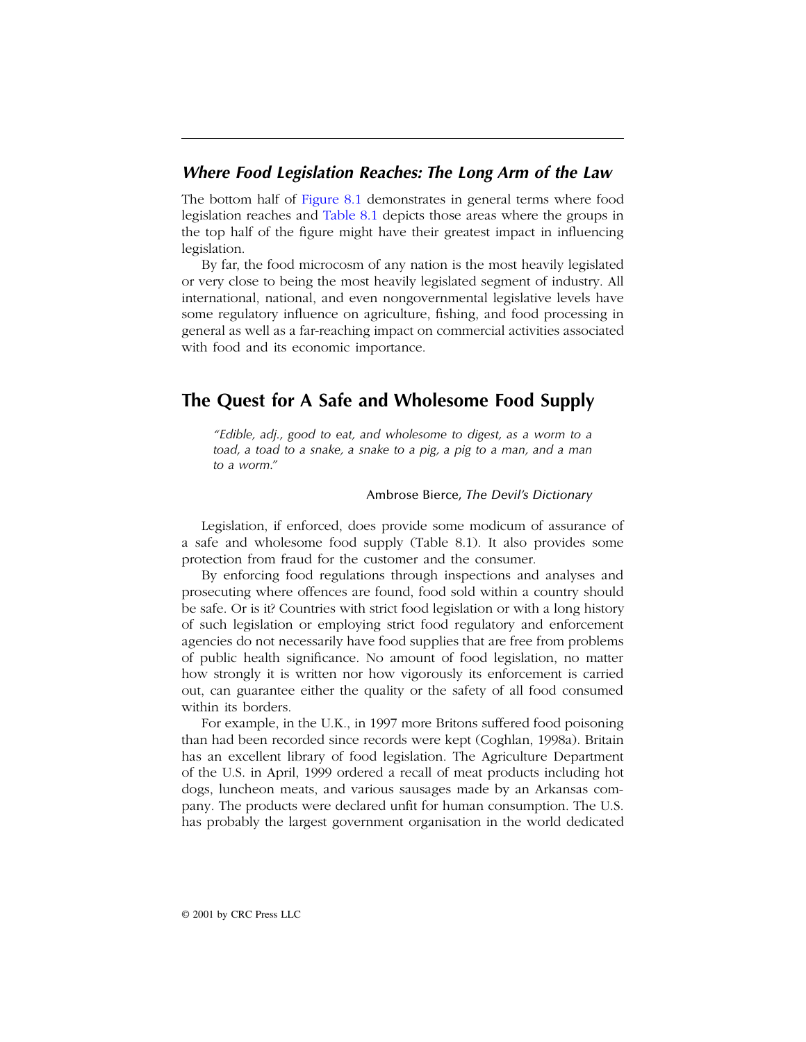### *Where Food Legislation Reaches: The Long Arm of the Law*

The bottom half of Figure 8.1 demonstrates in general terms where food legislation reaches and Table 8.1 depicts those areas where the groups in the top half of the figure might have their greatest impact in influencing legislation.

By far, the food microcosm of any nation is the most heavily legislated or very close to being the most heavily legislated segment of industry. All international, national, and even nongovernmental legislative levels have some regulatory influence on agriculture, fishing, and food processing in general as well as a far-reaching impact on commercial activities associated with food and its economic importance.

## The Quest for A Safe and Wholesome Food Supply

> *"Edible, adj., good to eat, and wholesome to digest, as a worm to a toad, a toad to a snake, a snake to a pig, a pig to a man, and a man to a worm."*
>
> Ambrose Bierce, *The Devil's Dictionary*

Legislation, if enforced, does provide some modicum of assurance of a safe and wholesome food supply (Table 8.1). It also provides some protection from fraud for the customer and the consumer.

By enforcing food regulations through inspections and analyses and prosecuting where offences are found, food sold within a country should be safe. Or is it? Countries with strict food legislation or with a long history of such legislation or employing strict food regulatory and enforcement agencies do not necessarily have food supplies that are free from problems of public health significance. No amount of food legislation, no matter how strongly it is written nor how vigorously its enforcement is carried out, can guarantee either the quality or the safety of all food consumed within its borders.

For example, in the U.K., in 1997 more Britons suffered food poisoning than had been recorded since records were kept (Coghlan, 1998a). Britain has an excellent library of food legislation. The Agriculture Department of the U.S. in April, 1999 ordered a recall of meat products including hot dogs, luncheon meats, and various sausages made by an Arkansas company. The products were declared unfit for human consumption. The U.S. has probably the largest government organisation in the world dedicated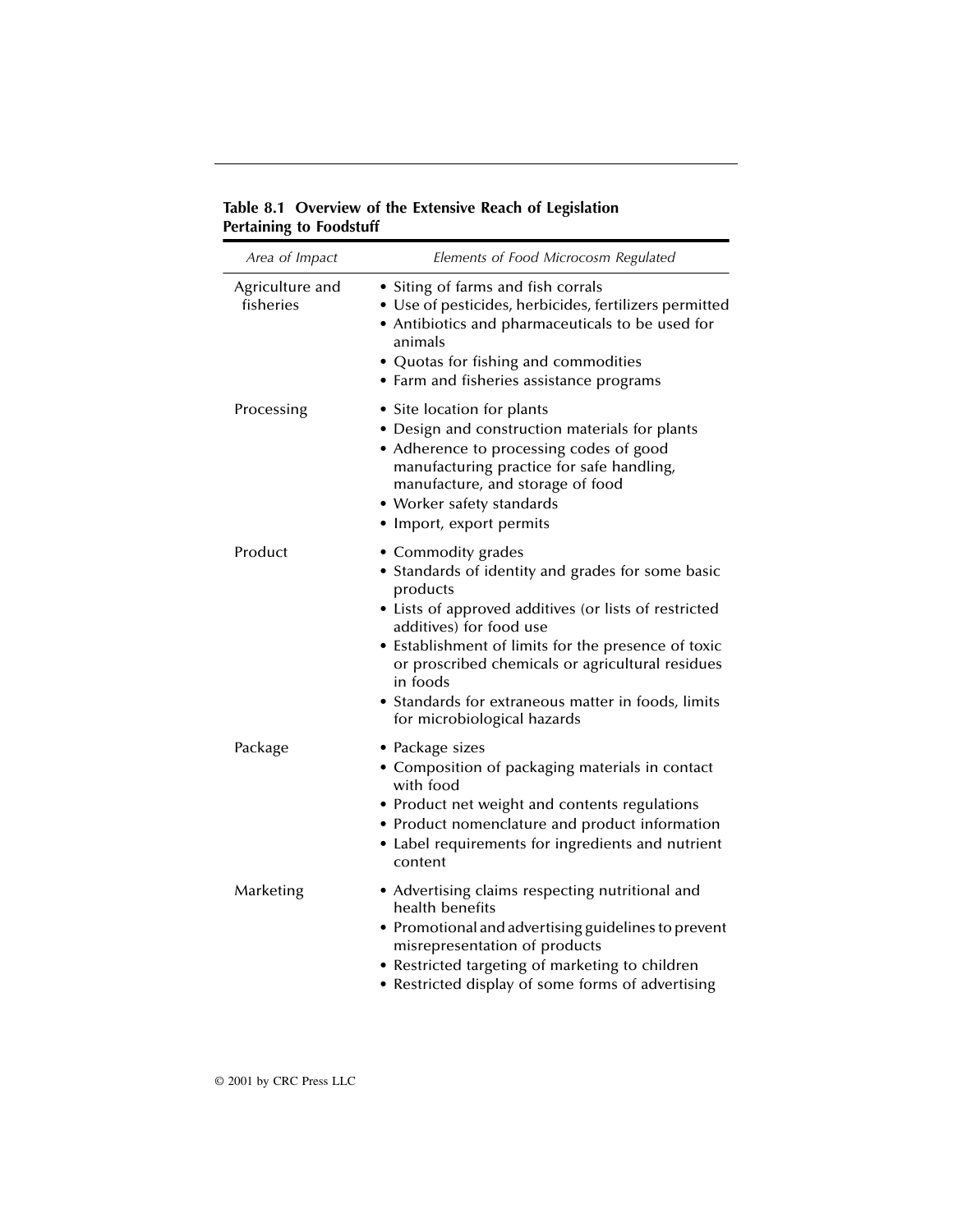**Table 8.1 Overview of the Extensive Reach of Legislation Pertaining to Foodstuff**

| *Area of Impact* | *Elements of Food Microcosm Regulated* |
|---|---|
| Agriculture and fisheries | • Siting of farms and fish corrals<br>• Use of pesticides, herbicides, fertilizers permitted<br>• Antibiotics and pharmaceuticals to be used for animals<br>• Quotas for fishing and commodities<br>• Farm and fisheries assistance programs |
| Processing | • Site location for plants<br>• Design and construction materials for plants<br>• Adherence to processing codes of good manufacturing practice for safe handling, manufacture, and storage of food<br>• Worker safety standards<br>• Import, export permits |
| Product | • Commodity grades<br>• Standards of identity and grades for some basic products<br>• Lists of approved additives (or lists of restricted additives) for food use<br>• Establishment of limits for the presence of toxic or proscribed chemicals or agricultural residues in foods<br>• Standards for extraneous matter in foods, limits for microbiological hazards |
| Package | • Package sizes<br>• Composition of packaging materials in contact with food<br>• Product net weight and contents regulations<br>• Product nomenclature and product information<br>• Label requirements for ingredients and nutrient content |
| Marketing | • Advertising claims respecting nutritional and health benefits<br>• Promotional and advertising guidelines to prevent misrepresentation of products<br>• Restricted targeting of marketing to children<br>• Restricted display of some forms of advertising |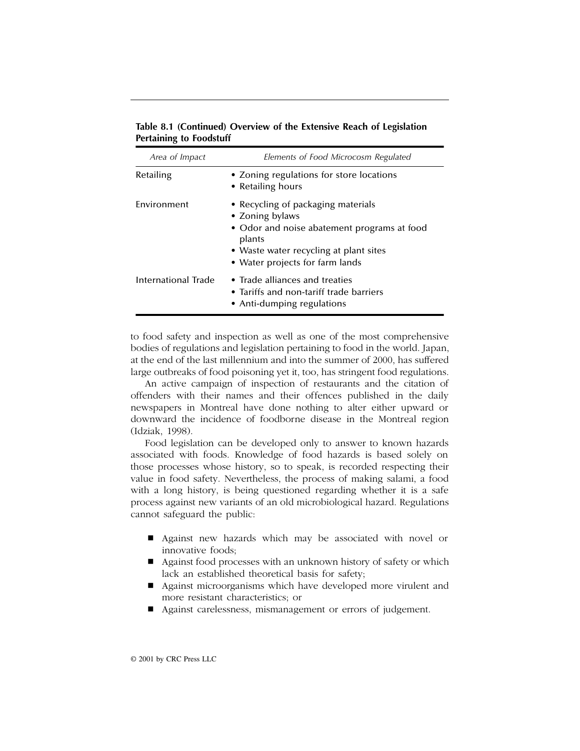**Table 8.1 (Continued) Overview of the Extensive Reach of Legislation Pertaining to Foodstuff**

| *Area of Impact* | *Elements of Food Microcosm Regulated* |
|---|---|
| Retailing | • Zoning regulations for store locations<br>• Retailing hours |
| Environment | • Recycling of packaging materials<br>• Zoning bylaws<br>• Odor and noise abatement programs at food plants<br>• Waste water recycling at plant sites<br>• Water projects for farm lands |
| International Trade | • Trade alliances and treaties<br>• Tariffs and non-tariff trade barriers<br>• Anti-dumping regulations |

to food safety and inspection as well as one of the most comprehensive bodies of regulations and legislation pertaining to food in the world. Japan, at the end of the last millennium and into the summer of 2000, has suffered large outbreaks of food poisoning yet it, too, has stringent food regulations.

An active campaign of inspection of restaurants and the citation of offenders with their names and their offences published in the daily newspapers in Montreal have done nothing to alter either upward or downward the incidence of foodborne disease in the Montreal region (Idziak, 1998).

Food legislation can be developed only to answer to known hazards associated with foods. Knowledge of food hazards is based solely on those processes whose history, so to speak, is recorded respecting their value in food safety. Nevertheless, the process of making salami, a food with a long history, is being questioned regarding whether it is a safe process against new variants of an old microbiological hazard. Regulations cannot safeguard the public:

- Against new hazards which may be associated with novel or innovative foods;
- Against food processes with an unknown history of safety or which lack an established theoretical basis for safety;
- Against microorganisms which have developed more virulent and more resistant characteristics; or
- Against carelessness, mismanagement or errors of judgement.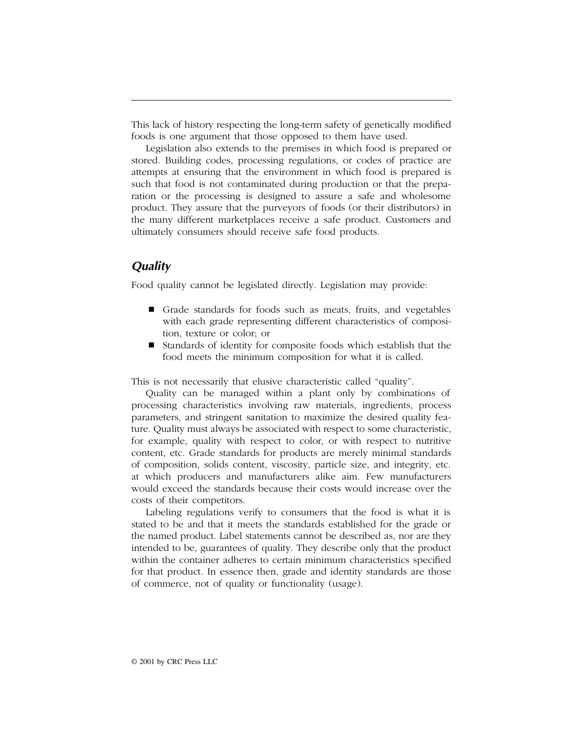This lack of history respecting the long-term safety of genetically modified foods is one argument that those opposed to them have used.

Legislation also extends to the premises in which food is prepared or stored. Building codes, processing regulations, or codes of practice are attempts at ensuring that the environment in which food is prepared is such that food is not contaminated during production or that the preparation or the processing is designed to assure a safe and wholesome product. They assure that the purveyors of foods (or their distributors) in the many different marketplaces receive a safe product. Customers and ultimately consumers should receive safe food products.

### *Quality*

Food quality cannot be legislated directly. Legislation may provide:

- Grade standards for foods such as meats, fruits, and vegetables with each grade representing different characteristics of composition, texture or color; or
- Standards of identity for composite foods which establish that the food meets the minimum composition for what it is called.

This is not necessarily that elusive characteristic called "quality".

Quality can be managed within a plant only by combinations of processing characteristics involving raw materials, ingredients, process parameters, and stringent sanitation to maximize the desired quality feature. Quality must always be associated with respect to some characteristic, for example, quality with respect to color, or with respect to nutritive content, etc. Grade standards for products are merely minimal standards of composition, solids content, viscosity, particle size, and integrity, etc. at which producers and manufacturers alike aim. Few manufacturers would exceed the standards because their costs would increase over the costs of their competitors.

Labeling regulations verify to consumers that the food is what it is stated to be and that it meets the standards established for the grade or the named product. Label statements cannot be described as, nor are they intended to be, guarantees of quality. They describe only that the product within the container adheres to certain minimum characteristics specified for that product. In essence then, grade and identity standards are those of commerce, not of quality or functionality (usage).

© 2001 by CRC Press LLC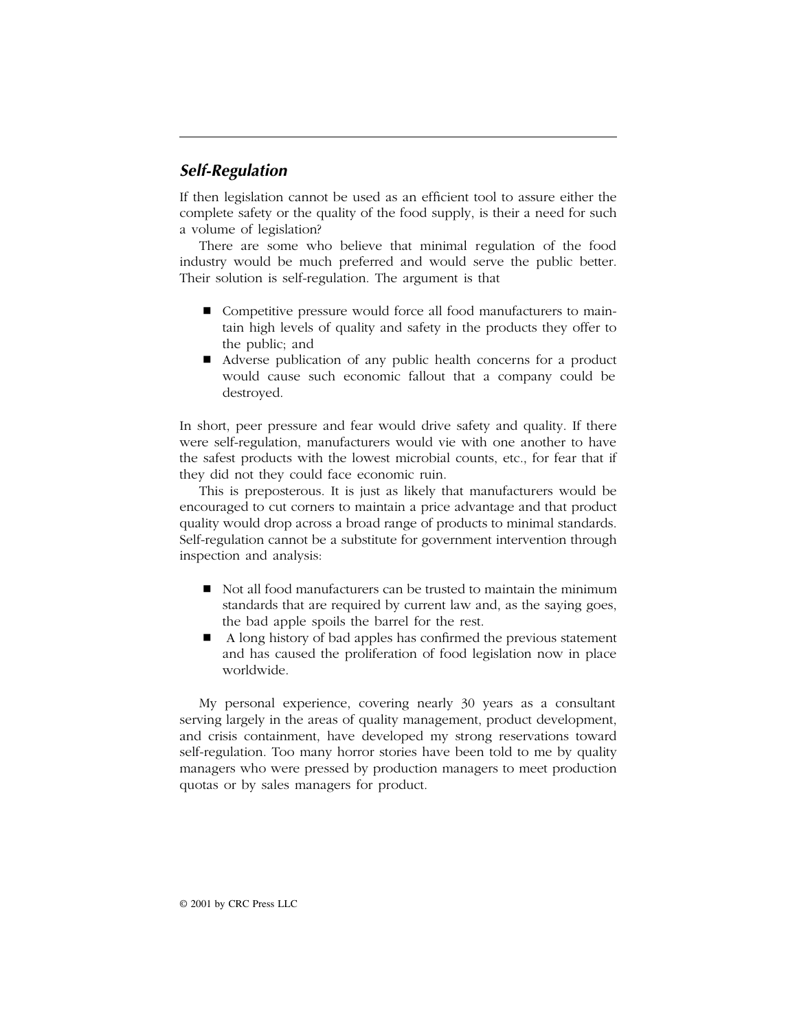## *Self-Regulation*

If then legislation cannot be used as an efficient tool to assure either the complete safety or the quality of the food supply, is their a need for such a volume of legislation?

There are some who believe that minimal regulation of the food industry would be much preferred and would serve the public better. Their solution is self-regulation. The argument is that

- Competitive pressure would force all food manufacturers to maintain high levels of quality and safety in the products they offer to the public; and
- Adverse publication of any public health concerns for a product would cause such economic fallout that a company could be destroyed.

In short, peer pressure and fear would drive safety and quality. If there were self-regulation, manufacturers would vie with one another to have the safest products with the lowest microbial counts, etc., for fear that if they did not they could face economic ruin.

This is preposterous. It is just as likely that manufacturers would be encouraged to cut corners to maintain a price advantage and that product quality would drop across a broad range of products to minimal standards. Self-regulation cannot be a substitute for government intervention through inspection and analysis:

- Not all food manufacturers can be trusted to maintain the minimum standards that are required by current law and, as the saying goes, the bad apple spoils the barrel for the rest.
- A long history of bad apples has confirmed the previous statement and has caused the proliferation of food legislation now in place worldwide.

My personal experience, covering nearly 30 years as a consultant serving largely in the areas of quality management, product development, and crisis containment, have developed my strong reservations toward self-regulation. Too many horror stories have been told to me by quality managers who were pressed by production managers to meet production quotas or by sales managers for product.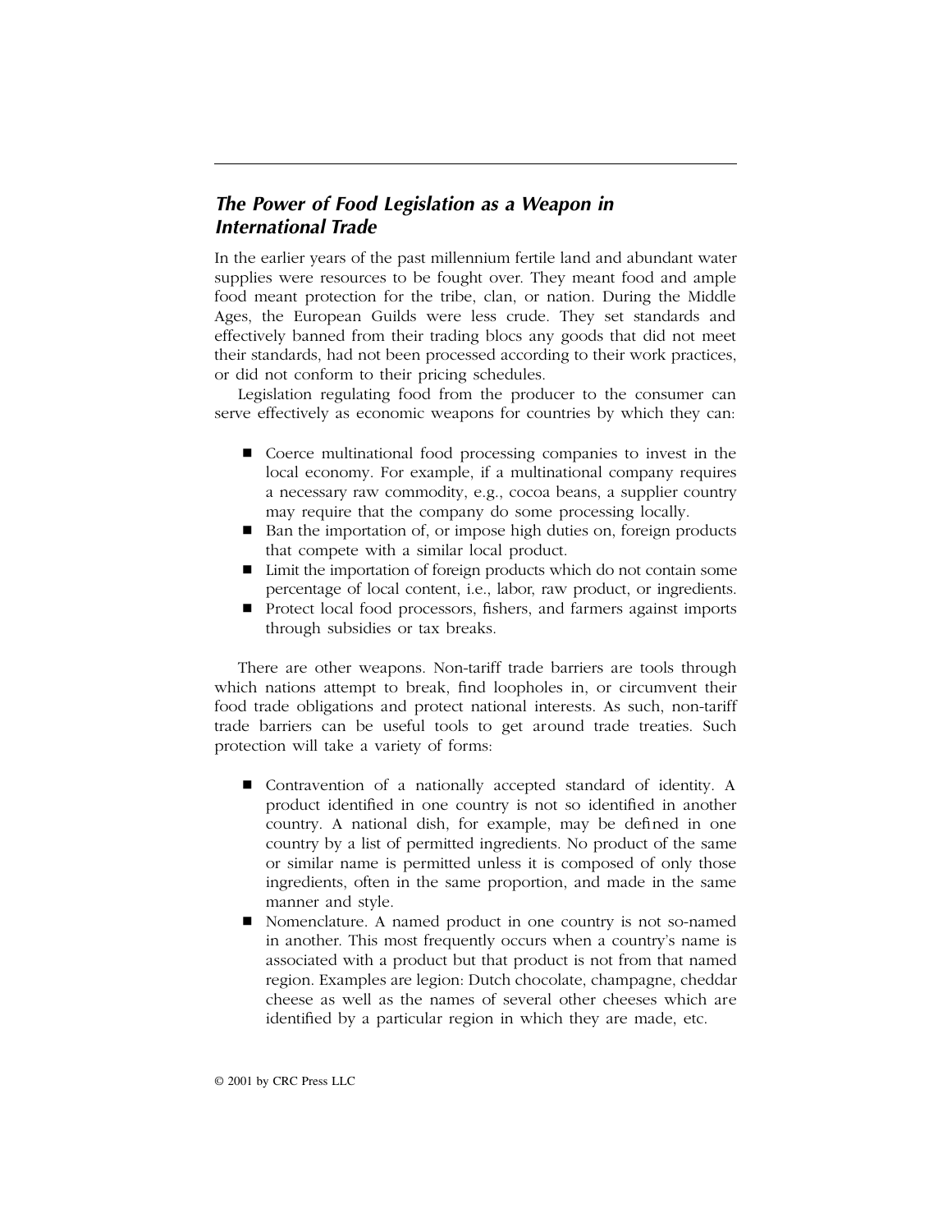## *The Power of Food Legislation as a Weapon in International Trade*

In the earlier years of the past millennium fertile land and abundant water supplies were resources to be fought over. They meant food and ample food meant protection for the tribe, clan, or nation. During the Middle Ages, the European Guilds were less crude. They set standards and effectively banned from their trading blocs any goods that did not meet their standards, had not been processed according to their work practices, or did not conform to their pricing schedules.

Legislation regulating food from the producer to the consumer can serve effectively as economic weapons for countries by which they can:

- Coerce multinational food processing companies to invest in the local economy. For example, if a multinational company requires a necessary raw commodity, e.g., cocoa beans, a supplier country may require that the company do some processing locally.
- Ban the importation of, or impose high duties on, foreign products that compete with a similar local product.
- Limit the importation of foreign products which do not contain some percentage of local content, i.e., labor, raw product, or ingredients.
- Protect local food processors, fishers, and farmers against imports through subsidies or tax breaks.

There are other weapons. Non-tariff trade barriers are tools through which nations attempt to break, find loopholes in, or circumvent their food trade obligations and protect national interests. As such, non-tariff trade barriers can be useful tools to get around trade treaties. Such protection will take a variety of forms:

- Contravention of a nationally accepted standard of identity. A product identified in one country is not so identified in another country. A national dish, for example, may be defined in one country by a list of permitted ingredients. No product of the same or similar name is permitted unless it is composed of only those ingredients, often in the same proportion, and made in the same manner and style.
- Nomenclature. A named product in one country is not so-named in another. This most frequently occurs when a country's name is associated with a product but that product is not from that named region. Examples are legion: Dutch chocolate, champagne, cheddar cheese as well as the names of several other cheeses which are identified by a particular region in which they are made, etc.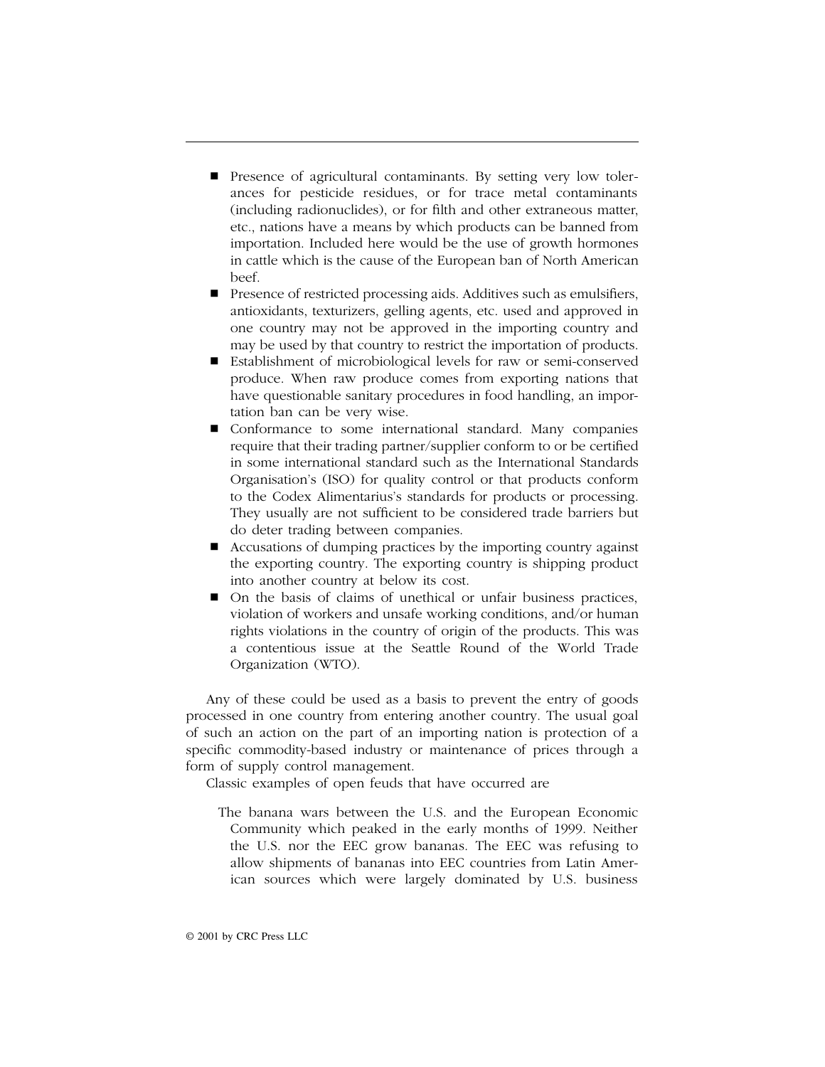- Presence of agricultural contaminants. By setting very low tolerances for pesticide residues, or for trace metal contaminants (including radionuclides), or for filth and other extraneous matter, etc., nations have a means by which products can be banned from importation. Included here would be the use of growth hormones in cattle which is the cause of the European ban of North American beef.
- Presence of restricted processing aids. Additives such as emulsifiers, antioxidants, texturizers, gelling agents, etc. used and approved in one country may not be approved in the importing country and may be used by that country to restrict the importation of products.
- Establishment of microbiological levels for raw or semi-conserved produce. When raw produce comes from exporting nations that have questionable sanitary procedures in food handling, an importation ban can be very wise.
- Conformance to some international standard. Many companies require that their trading partner/supplier conform to or be certified in some international standard such as the International Standards Organisation's (ISO) for quality control or that products conform to the Codex Alimentarius's standards for products or processing. They usually are not sufficient to be considered trade barriers but do deter trading between companies.
- Accusations of dumping practices by the importing country against the exporting country. The exporting country is shipping product into another country at below its cost.
- On the basis of claims of unethical or unfair business practices, violation of workers and unsafe working conditions, and/or human rights violations in the country of origin of the products. This was a contentious issue at the Seattle Round of the World Trade Organization (WTO).

Any of these could be used as a basis to prevent the entry of goods processed in one country from entering another country. The usual goal of such an action on the part of an importing nation is protection of a specific commodity-based industry or maintenance of prices through a form of supply control management.

Classic examples of open feuds that have occurred are

The banana wars between the U.S. and the European Economic Community which peaked in the early months of 1999. Neither the U.S. nor the EEC grow bananas. The EEC was refusing to allow shipments of bananas into EEC countries from Latin American sources which were largely dominated by U.S. business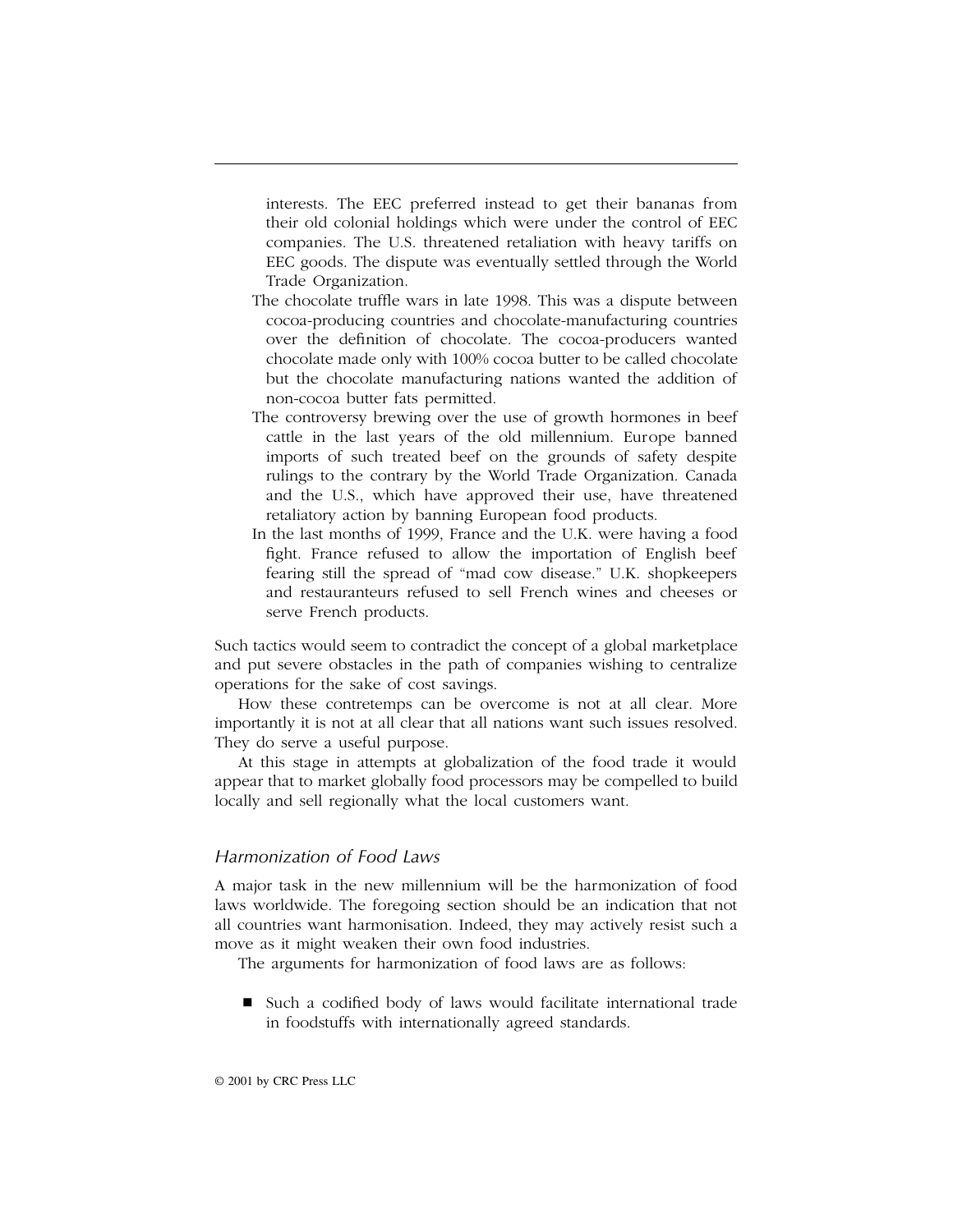interests. The EEC preferred instead to get their bananas from their old colonial holdings which were under the control of EEC companies. The U.S. threatened retaliation with heavy tariffs on EEC goods. The dispute was eventually settled through the World Trade Organization.

The chocolate truffle wars in late 1998. This was a dispute between cocoa-producing countries and chocolate-manufacturing countries over the definition of chocolate. The cocoa-producers wanted chocolate made only with 100% cocoa butter to be called chocolate but the chocolate manufacturing nations wanted the addition of non-cocoa butter fats permitted.

The controversy brewing over the use of growth hormones in beef cattle in the last years of the old millennium. Europe banned imports of such treated beef on the grounds of safety despite rulings to the contrary by the World Trade Organization. Canada and the U.S., which have approved their use, have threatened retaliatory action by banning European food products.

In the last months of 1999, France and the U.K. were having a food fight. France refused to allow the importation of English beef fearing still the spread of "mad cow disease." U.K. shopkeepers and restauranteurs refused to sell French wines and cheeses or serve French products.

Such tactics would seem to contradict the concept of a global marketplace and put severe obstacles in the path of companies wishing to centralize operations for the sake of cost savings.

How these contretemps can be overcome is not at all clear. More importantly it is not at all clear that all nations want such issues resolved. They do serve a useful purpose.

At this stage in attempts at globalization of the food trade it would appear that to market globally food processors may be compelled to build locally and sell regionally what the local customers want.

### *Harmonization of Food Laws*

A major task in the new millennium will be the harmonization of food laws worldwide. The foregoing section should be an indication that not all countries want harmonisation. Indeed, they may actively resist such a move as it might weaken their own food industries.

The arguments for harmonization of food laws are as follows:

- Such a codified body of laws would facilitate international trade in foodstuffs with internationally agreed standards.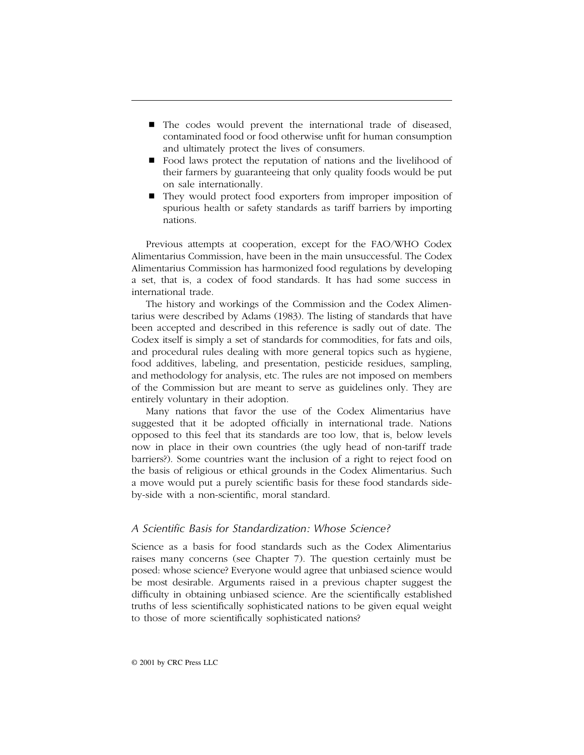- The codes would prevent the international trade of diseased, contaminated food or food otherwise unfit for human consumption and ultimately protect the lives of consumers.
- Food laws protect the reputation of nations and the livelihood of their farmers by guaranteeing that only quality foods would be put on sale internationally.
- They would protect food exporters from improper imposition of spurious health or safety standards as tariff barriers by importing nations.

Previous attempts at cooperation, except for the FAO/WHO Codex Alimentarius Commission, have been in the main unsuccessful. The Codex Alimentarius Commission has harmonized food regulations by developing a set, that is, a codex of food standards. It has had some success in international trade.

The history and workings of the Commission and the Codex Alimentarius were described by Adams (1983). The listing of standards that have been accepted and described in this reference is sadly out of date. The Codex itself is simply a set of standards for commodities, for fats and oils, and procedural rules dealing with more general topics such as hygiene, food additives, labeling, and presentation, pesticide residues, sampling, and methodology for analysis, etc. The rules are not imposed on members of the Commission but are meant to serve as guidelines only. They are entirely voluntary in their adoption.

Many nations that favor the use of the Codex Alimentarius have suggested that it be adopted officially in international trade. Nations opposed to this feel that its standards are too low, that is, below levels now in place in their own countries (the ugly head of non-tariff trade barriers?). Some countries want the inclusion of a right to reject food on the basis of religious or ethical grounds in the Codex Alimentarius. Such a move would put a purely scientific basis for these food standards side-by-side with a non-scientific, moral standard.

### *A Scientific Basis for Standardization: Whose Science?*

Science as a basis for food standards such as the Codex Alimentarius raises many concerns (see Chapter 7). The question certainly must be posed: whose science? Everyone would agree that unbiased science would be most desirable. Arguments raised in a previous chapter suggest the difficulty in obtaining unbiased science. Are the scientifically established truths of less scientifically sophisticated nations to be given equal weight to those of more scientifically sophisticated nations?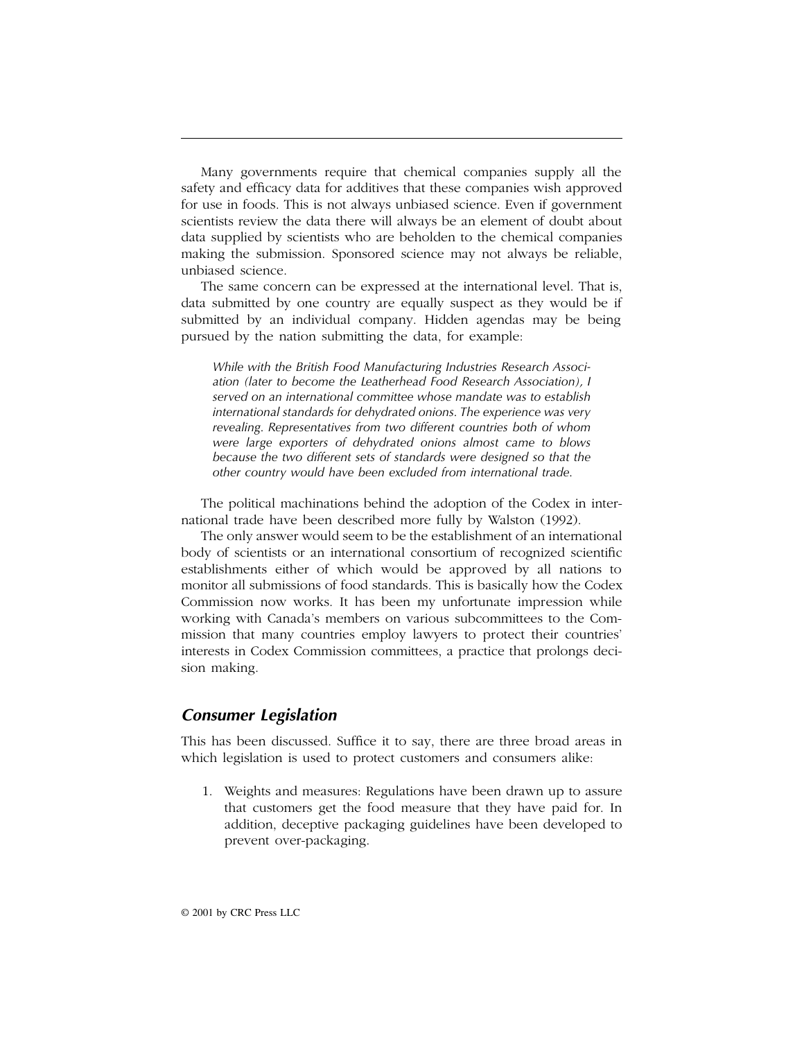Many governments require that chemical companies supply all the safety and efficacy data for additives that these companies wish approved for use in foods. This is not always unbiased science. Even if government scientists review the data there will always be an element of doubt about data supplied by scientists who are beholden to the chemical companies making the submission. Sponsored science may not always be reliable, unbiased science.

The same concern can be expressed at the international level. That is, data submitted by one country are equally suspect as they would be if submitted by an individual company. Hidden agendas may be being pursued by the nation submitting the data, for example:

> *While with the British Food Manufacturing Industries Research Association (later to become the Leatherhead Food Research Association), I served on an international committee whose mandate was to establish international standards for dehydrated onions. The experience was very revealing. Representatives from two different countries both of whom were large exporters of dehydrated onions almost came to blows because the two different sets of standards were designed so that the other country would have been excluded from international trade.*

The political machinations behind the adoption of the Codex in international trade have been described more fully by Walston (1992).

The only answer would seem to be the establishment of an international body of scientists or an international consortium of recognized scientific establishments either of which would be approved by all nations to monitor all submissions of food standards. This is basically how the Codex Commission now works. It has been my unfortunate impression while working with Canada's members on various subcommittees to the Commission that many countries employ lawyers to protect their countries' interests in Codex Commission committees, a practice that prolongs decision making.

## *Consumer Legislation*

This has been discussed. Suffice it to say, there are three broad areas in which legislation is used to protect customers and consumers alike:

1. Weights and measures: Regulations have been drawn up to assure that customers get the food measure that they have paid for. In addition, deceptive packaging guidelines have been developed to prevent over-packaging.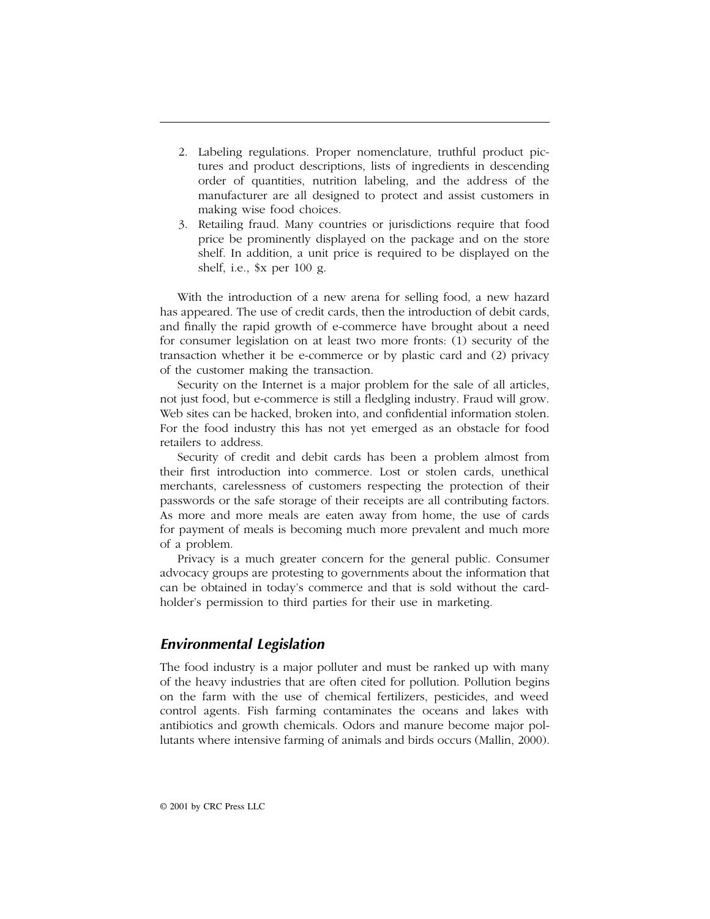2. Labeling regulations. Proper nomenclature, truthful product pictures and product descriptions, lists of ingredients in descending order of quantities, nutrition labeling, and the address of the manufacturer are all designed to protect and assist customers in making wise food choices.
3. Retailing fraud. Many countries or jurisdictions require that food price be prominently displayed on the package and on the store shelf. In addition, a unit price is required to be displayed on the shelf, i.e., $x per 100 g.

With the introduction of a new arena for selling food, a new hazard has appeared. The use of credit cards, then the introduction of debit cards, and finally the rapid growth of e-commerce have brought about a need for consumer legislation on at least two more fronts: (1) security of the transaction whether it be e-commerce or by plastic card and (2) privacy of the customer making the transaction.

Security on the Internet is a major problem for the sale of all articles, not just food, but e-commerce is still a fledgling industry. Fraud will grow. Web sites can be hacked, broken into, and confidential information stolen. For the food industry this has not yet emerged as an obstacle for food retailers to address.

Security of credit and debit cards has been a problem almost from their first introduction into commerce. Lost or stolen cards, unethical merchants, carelessness of customers respecting the protection of their passwords or the safe storage of their receipts are all contributing factors. As more and more meals are eaten away from home, the use of cards for payment of meals is becoming much more prevalent and much more of a problem.

Privacy is a much greater concern for the general public. Consumer advocacy groups are protesting to governments about the information that can be obtained in today's commerce and that is sold without the cardholder's permission to third parties for their use in marketing.

## *Environmental Legislation*

The food industry is a major polluter and must be ranked up with many of the heavy industries that are often cited for pollution. Pollution begins on the farm with the use of chemical fertilizers, pesticides, and weed control agents. Fish farming contaminates the oceans and lakes with antibiotics and growth chemicals. Odors and manure become major pollutants where intensive farming of animals and birds occurs (Mallin, 2000).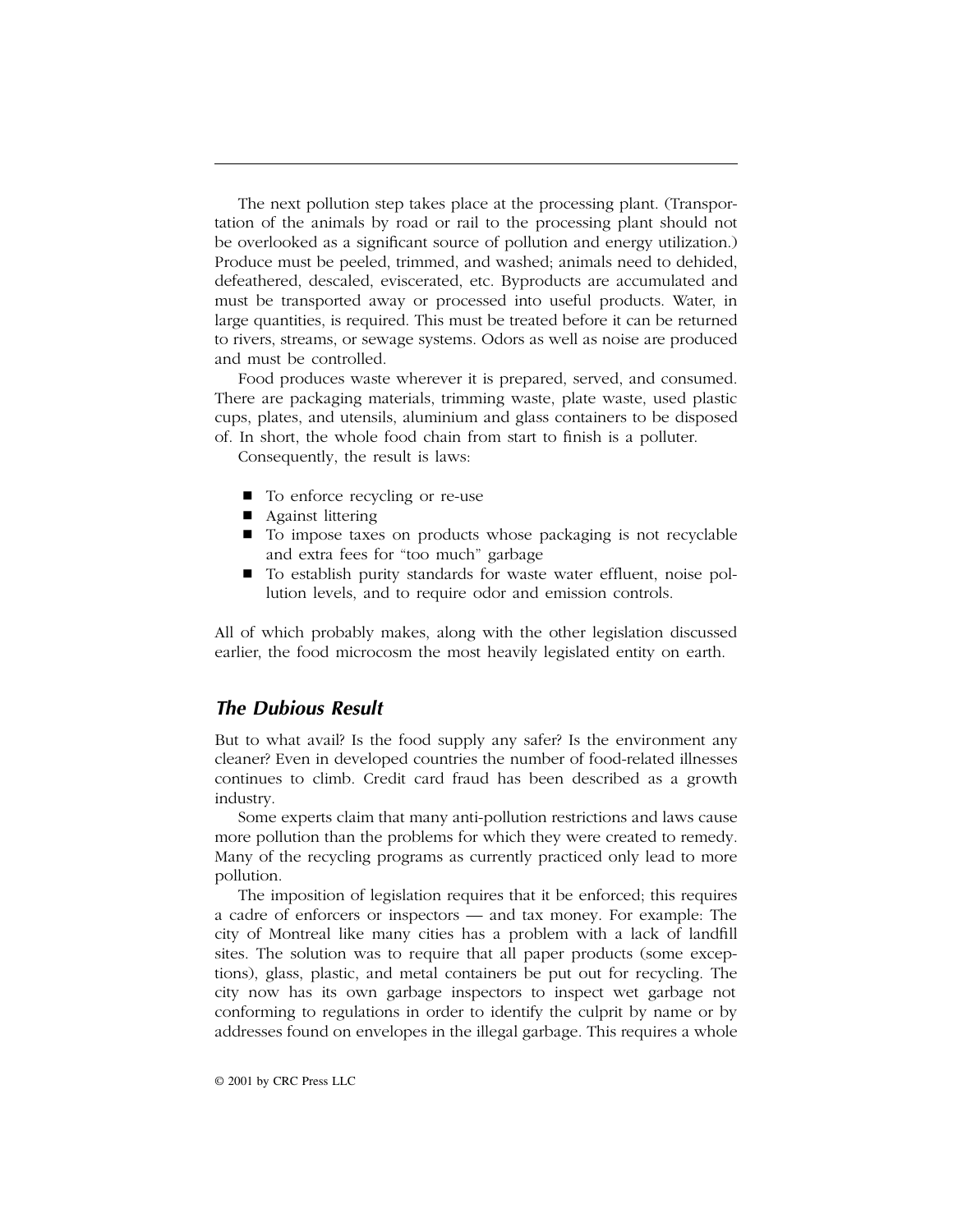The next pollution step takes place at the processing plant. (Transportation of the animals by road or rail to the processing plant should not be overlooked as a significant source of pollution and energy utilization.) Produce must be peeled, trimmed, and washed; animals need to dehided, defeathered, descaled, eviscerated, etc. Byproducts are accumulated and must be transported away or processed into useful products. Water, in large quantities, is required. This must be treated before it can be returned to rivers, streams, or sewage systems. Odors as well as noise are produced and must be controlled.

Food produces waste wherever it is prepared, served, and consumed. There are packaging materials, trimming waste, plate waste, used plastic cups, plates, and utensils, aluminium and glass containers to be disposed of. In short, the whole food chain from start to finish is a polluter.

Consequently, the result is laws:

- To enforce recycling or re-use
- Against littering
- To impose taxes on products whose packaging is not recyclable and extra fees for "too much" garbage
- To establish purity standards for waste water effluent, noise pollution levels, and to require odor and emission controls.

All of which probably makes, along with the other legislation discussed earlier, the food microcosm the most heavily legislated entity on earth.

### *The Dubious Result*

But to what avail? Is the food supply any safer? Is the environment any cleaner? Even in developed countries the number of food-related illnesses continues to climb. Credit card fraud has been described as a growth industry.

Some experts claim that many anti-pollution restrictions and laws cause more pollution than the problems for which they were created to remedy. Many of the recycling programs as currently practiced only lead to more pollution.

The imposition of legislation requires that it be enforced; this requires a cadre of enforcers or inspectors — and tax money. For example: The city of Montreal like many cities has a problem with a lack of landfill sites. The solution was to require that all paper products (some exceptions), glass, plastic, and metal containers be put out for recycling. The city now has its own garbage inspectors to inspect wet garbage not conforming to regulations in order to identify the culprit by name or by addresses found on envelopes in the illegal garbage. This requires a whole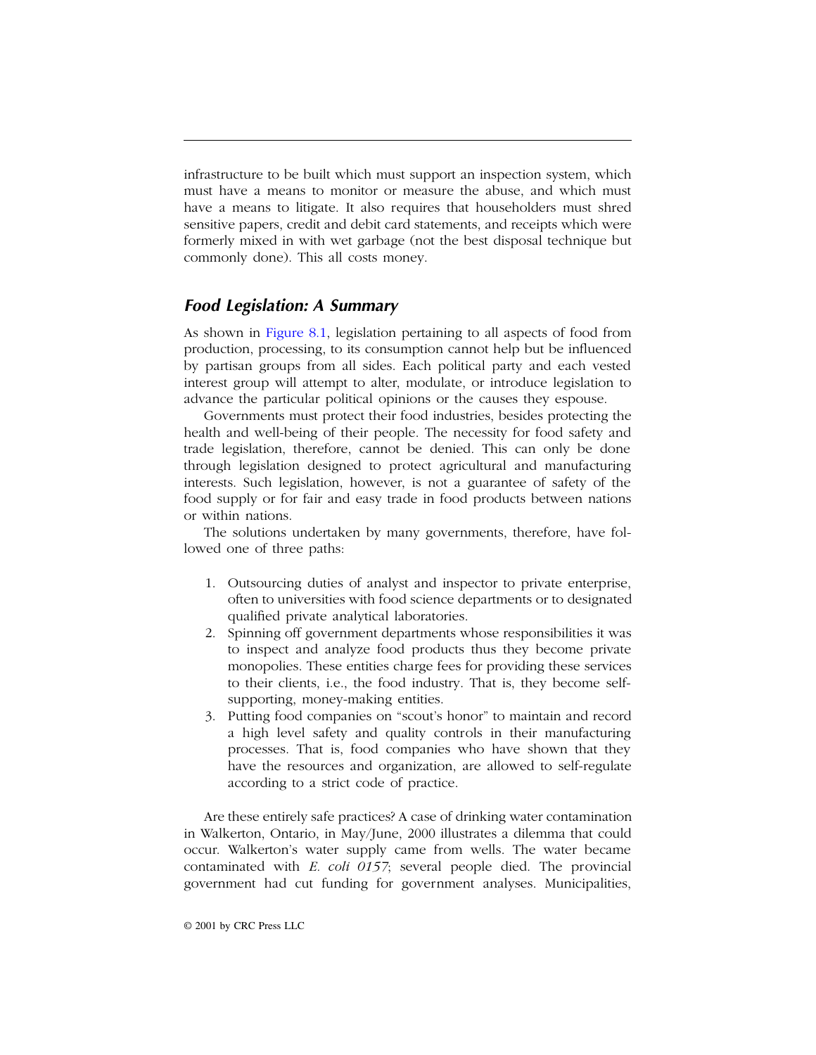infrastructure to be built which must support an inspection system, which must have a means to monitor or measure the abuse, and which must have a means to litigate. It also requires that householders must shred sensitive papers, credit and debit card statements, and receipts which were formerly mixed in with wet garbage (not the best disposal technique but commonly done). This all costs money.

## *Food Legislation: A Summary*

As shown in Figure 8.1, legislation pertaining to all aspects of food from production, processing, to its consumption cannot help but be influenced by partisan groups from all sides. Each political party and each vested interest group will attempt to alter, modulate, or introduce legislation to advance the particular political opinions or the causes they espouse.

Governments must protect their food industries, besides protecting the health and well-being of their people. The necessity for food safety and trade legislation, therefore, cannot be denied. This can only be done through legislation designed to protect agricultural and manufacturing interests. Such legislation, however, is not a guarantee of safety of the food supply or for fair and easy trade in food products between nations or within nations.

The solutions undertaken by many governments, therefore, have followed one of three paths:

1. Outsourcing duties of analyst and inspector to private enterprise, often to universities with food science departments or to designated qualified private analytical laboratories.
2. Spinning off government departments whose responsibilities it was to inspect and analyze food products thus they become private monopolies. These entities charge fees for providing these services to their clients, i.e., the food industry. That is, they become self-supporting, money-making entities.
3. Putting food companies on "scout's honor" to maintain and record a high level safety and quality controls in their manufacturing processes. That is, food companies who have shown that they have the resources and organization, are allowed to self-regulate according to a strict code of practice.

Are these entirely safe practices? A case of drinking water contamination in Walkerton, Ontario, in May/June, 2000 illustrates a dilemma that could occur. Walkerton's water supply came from wells. The water became contaminated with *E. coli 0157*; several people died. The provincial government had cut funding for government analyses. Municipalities,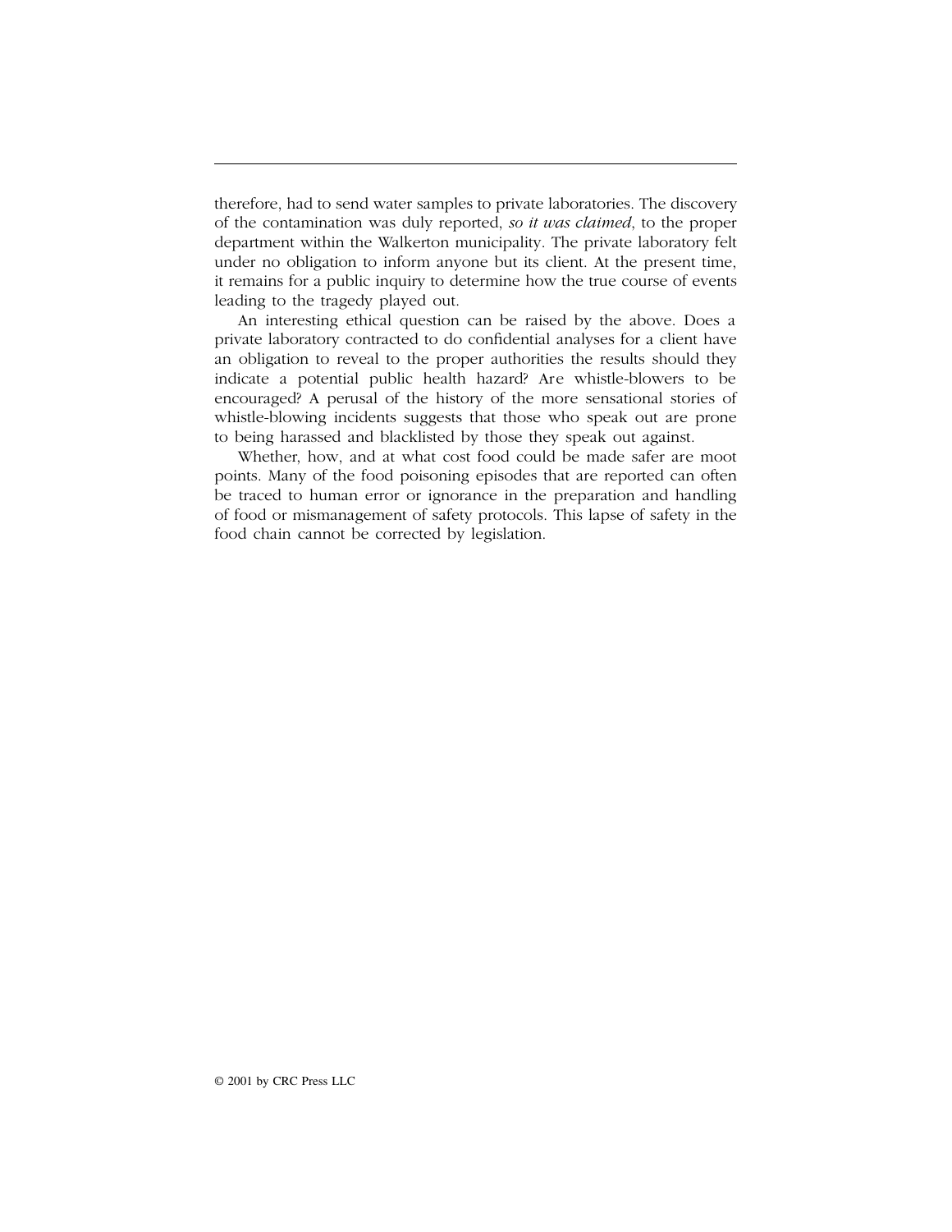therefore, had to send water samples to private laboratories. The discovery of the contamination was duly reported, *so it was claimed*, to the proper department within the Walkerton municipality. The private laboratory felt under no obligation to inform anyone but its client. At the present time, it remains for a public inquiry to determine how the true course of events leading to the tragedy played out.

An interesting ethical question can be raised by the above. Does a private laboratory contracted to do confidential analyses for a client have an obligation to reveal to the proper authorities the results should they indicate a potential public health hazard? Are whistle-blowers to be encouraged? A perusal of the history of the more sensational stories of whistle-blowing incidents suggests that those who speak out are prone to being harassed and blacklisted by those they speak out against.

Whether, how, and at what cost food could be made safer are moot points. Many of the food poisoning episodes that are reported can often be traced to human error or ignorance in the preparation and handling of food or mismanagement of safety protocols. This lapse of safety in the food chain cannot be corrected by legislation.

© 2001 by CRC Press LLC